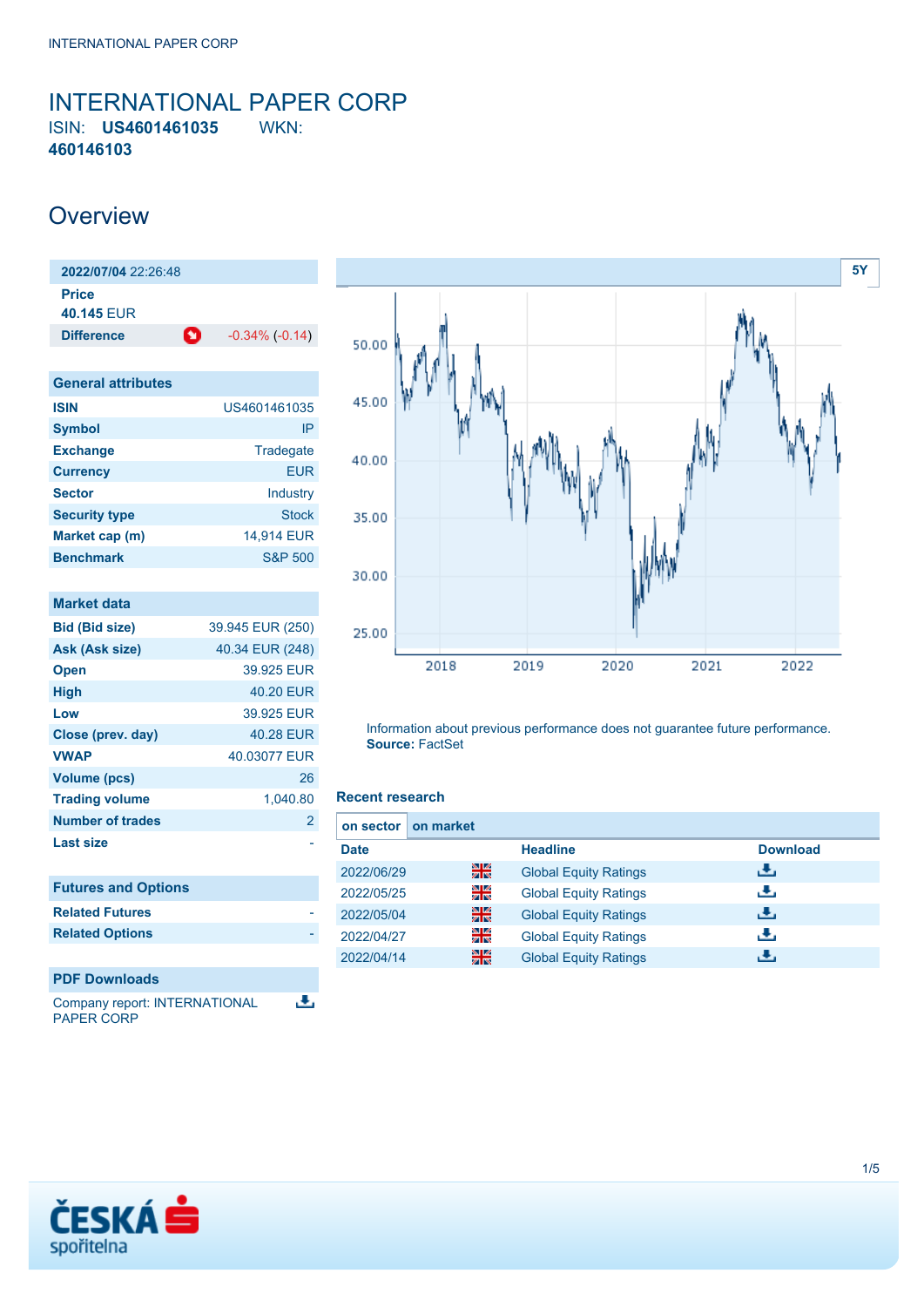# INTERNATIONAL PAPER CORP

ISIN: **US4601461035** WKN: **460146103**

## Overview

| 2022/07/04 22:26:48 | |
|---|---|
| **Price** | |
| **40.145** EUR | |
| **Difference** | -0.34% (-0.14) |

| General attributes | |
|---|---|
| **ISIN** | US4601461035 |
| **Symbol** | IP |
| **Exchange** | Tradegate |
| **Currency** | EUR |
| **Sector** | Industry |
| **Security type** | Stock |
| **Market cap (m)** | 14,914 EUR |
| **Benchmark** | S&P 500 |

| Market data | |
|---|---|
| **Bid (Bid size)** | 39.945 EUR (250) |
| **Ask (Ask size)** | 40.34 EUR (248) |
| **Open** | 39.925 EUR |
| **High** | 40.20 EUR |
| **Low** | 39.925 EUR |
| **Close (prev. day)** | 40.28 EUR |
| **VWAP** | 40.03077 EUR |
| **Volume (pcs)** | 26 |
| **Trading volume** | 1,040.80 |
| **Number of trades** | 2 |
| **Last size** | - |

| Futures and Options | |
|---|---|
| **Related Futures** | - |
| **Related Options** | - |

**PDF Downloads**

Company report: INTERNATIONAL PAPER CORP

Information about previous performance does not guarantee future performance.
**Source:** FactSet

### Recent research

on sector | on market

| Date | Headline | Download |
|---|---|---|
| 2022/06/29 | Global Equity Ratings | |
| 2022/05/25 | Global Equity Ratings | |
| 2022/05/04 | Global Equity Ratings | |
| 2022/04/27 | Global Equity Ratings | |
| 2022/04/14 | Global Equity Ratings | |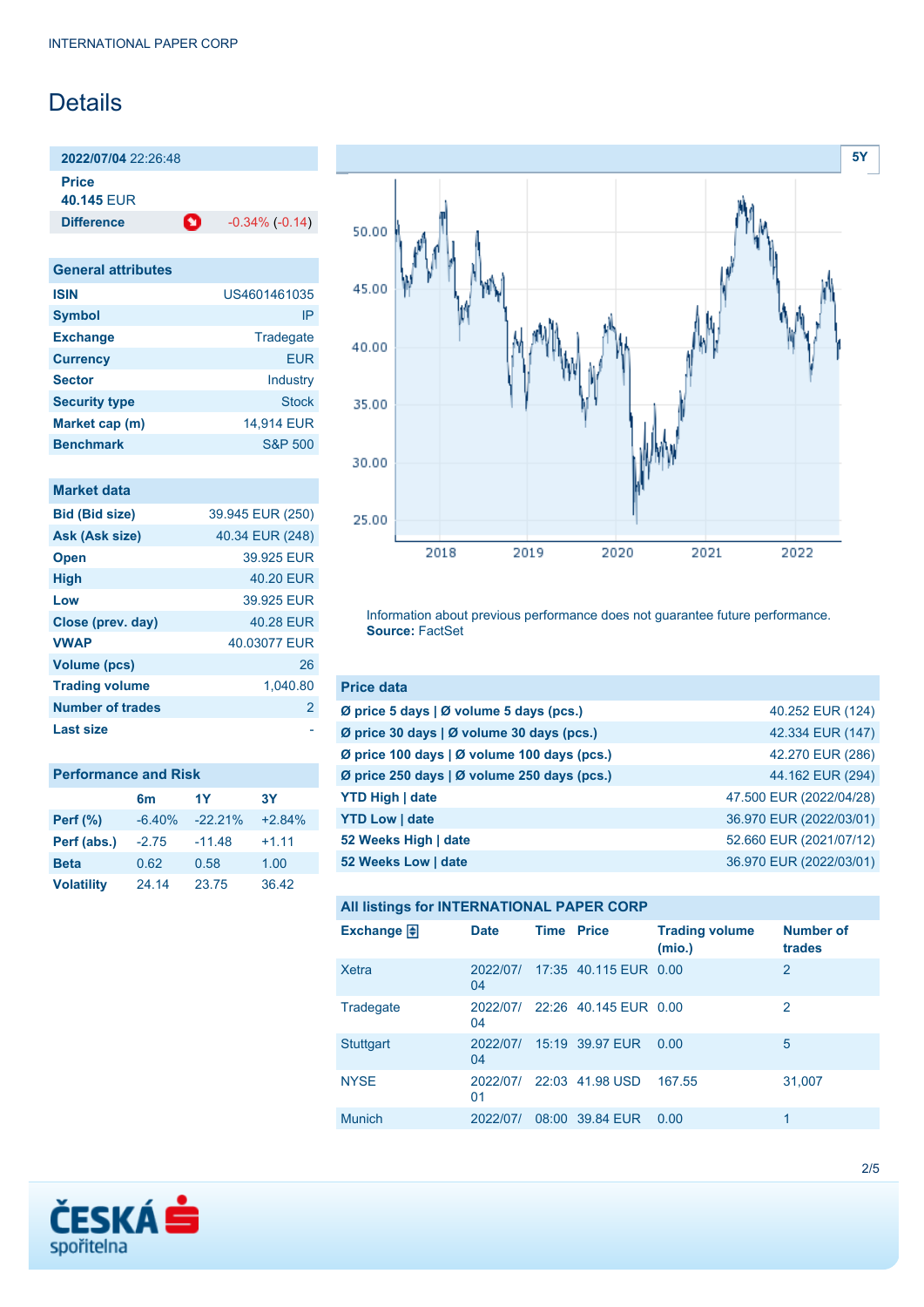# Details

| 2022/07/04 22:26:48 | |
|---|---|
| **Price** 40.145 EUR | |
| **Difference** | -0.34% (-0.14) |

| General attributes | |
|---|---|
| **ISIN** | US4601461035 |
| **Symbol** | IP |
| **Exchange** | Tradegate |
| **Currency** | EUR |
| **Sector** | Industry |
| **Security type** | Stock |
| **Market cap (m)** | 14,914 EUR |
| **Benchmark** | S&P 500 |

| Market data | |
|---|---|
| **Bid (Bid size)** | 39.945 EUR (250) |
| **Ask (Ask size)** | 40.34 EUR (248) |
| **Open** | 39.925 EUR |
| **High** | 40.20 EUR |
| **Low** | 39.925 EUR |
| **Close (prev. day)** | 40.28 EUR |
| **VWAP** | 40.03077 EUR |
| **Volume (pcs)** | 26 |
| **Trading volume** | 1,040.80 |
| **Number of trades** | 2 |
| **Last size** | - |

## Performance and Risk

| | 6m | 1Y | 3Y |
|---|---|---|---|
| **Perf (%)** | -6.40% | -22.21% | +2.84% |
| **Perf (abs.)** | -2.75 | -11.48 | +1.11 |
| **Beta** | 0.62 | 0.58 | 1.00 |
| **Volatility** | 24.14 | 23.75 | 36.42 |

Information about previous performance does not guarantee future performance.
**Source:** FactSet

| Price data | |
|---|---|
| **Ø price 5 days \| Ø volume 5 days (pcs.)** | 40.252 EUR (124) |
| **Ø price 30 days \| Ø volume 30 days (pcs.)** | 42.334 EUR (147) |
| **Ø price 100 days \| Ø volume 100 days (pcs.)** | 42.270 EUR (286) |
| **Ø price 250 days \| Ø volume 250 days (pcs.)** | 44.162 EUR (294) |
| **YTD High \| date** | 47.500 EUR (2022/04/28) |
| **YTD Low \| date** | 36.970 EUR (2022/03/01) |
| **52 Weeks High \| date** | 52.660 EUR (2021/07/12) |
| **52 Weeks Low \| date** | 36.970 EUR (2022/03/01) |

## All listings for INTERNATIONAL PAPER CORP

| Exchange | Date | Time | Price | Trading volume (mio.) | Number of trades |
|---|---|---|---|---|---|
| Xetra | 2022/07/04 | 17:35 | 40.115 EUR | 0.00 | 2 |
| Tradegate | 2022/07/04 | 22:26 | 40.145 EUR | 0.00 | 2 |
| Stuttgart | 2022/07/04 | 15:19 | 39.97 EUR | 0.00 | 5 |
| NYSE | 2022/07/01 | 22:03 | 41.98 USD | 167.55 | 31,007 |
| Munich | 2022/07/ | 08:00 | 39.84 EUR | 0.00 | 1 |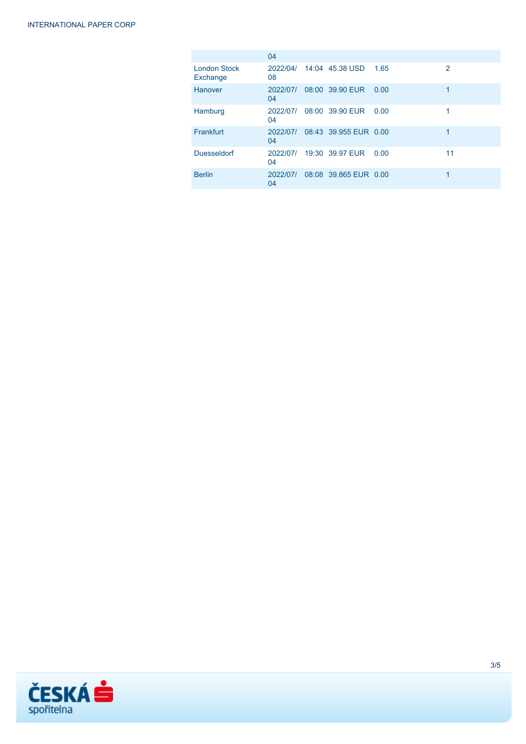| | | | | | |
|---|---|---|---|---|---|
| | 04 | | | | |
| London Stock Exchange | 2022/04/08 | 14:04 | 45.38 USD | 1.65 | 2 |
| Hanover | 2022/07/04 | 08:00 | 39.90 EUR | 0.00 | 1 |
| Hamburg | 2022/07/04 | 08:00 | 39.90 EUR | 0.00 | 1 |
| Frankfurt | 2022/07/04 | 08:43 | 39.955 EUR | 0.00 | 1 |
| Duesseldorf | 2022/07/04 | 19:30 | 39.97 EUR | 0.00 | 11 |
| Berlin | 2022/07/04 | 08:08 | 39.865 EUR | 0.00 | 1 |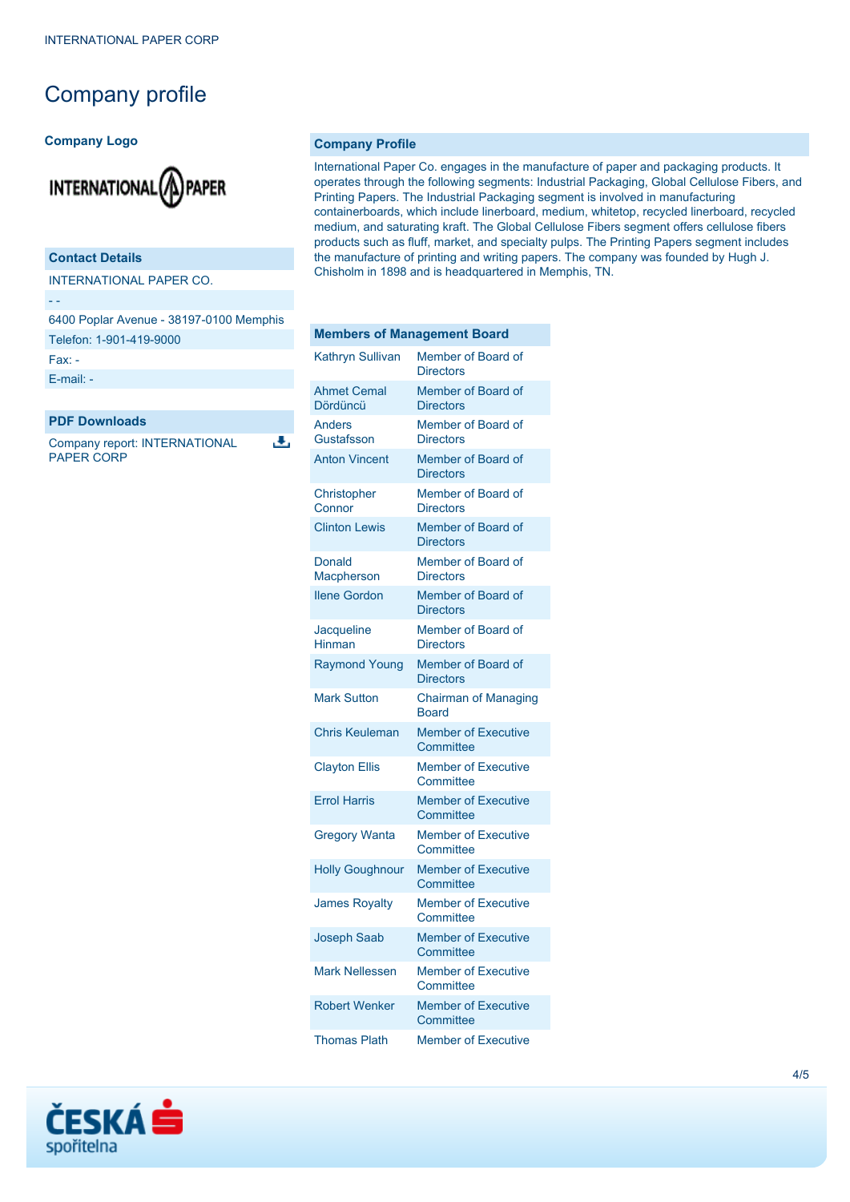# Company profile

### Company Logo

### Contact Details

INTERNATIONAL PAPER CO.

- -

6400 Poplar Avenue - 38197-0100 Memphis

Telefon: 1-901-419-9000

Fax: -

E-mail: -

### PDF Downloads

Company report: INTERNATIONAL PAPER CORP

### Company Profile

International Paper Co. engages in the manufacture of paper and packaging products. It operates through the following segments: Industrial Packaging, Global Cellulose Fibers, and Printing Papers. The Industrial Packaging segment is involved in manufacturing containerboards, which include linerboard, medium, whitetop, recycled linerboard, recycled medium, and saturating kraft. The Global Cellulose Fibers segment offers cellulose fibers products such as fluff, market, and specialty pulps. The Printing Papers segment includes the manufacture of printing and writing papers. The company was founded by Hugh J. Chisholm in 1898 and is headquartered in Memphis, TN.

| Members of Management Board | |
|---|---|
| Kathryn Sullivan | Member of Board of Directors |
| Ahmet Cemal Dördüncü | Member of Board of Directors |
| Anders Gustafsson | Member of Board of Directors |
| Anton Vincent | Member of Board of Directors |
| Christopher Connor | Member of Board of Directors |
| Clinton Lewis | Member of Board of Directors |
| Donald Macpherson | Member of Board of Directors |
| Ilene Gordon | Member of Board of Directors |
| Jacqueline Hinman | Member of Board of Directors |
| Raymond Young | Member of Board of Directors |
| Mark Sutton | Chairman of Managing Board |
| Chris Keuleman | Member of Executive Committee |
| Clayton Ellis | Member of Executive Committee |
| Errol Harris | Member of Executive Committee |
| Gregory Wanta | Member of Executive Committee |
| Holly Goughnour | Member of Executive Committee |
| James Royalty | Member of Executive Committee |
| Joseph Saab | Member of Executive Committee |
| Mark Nellessen | Member of Executive Committee |
| Robert Wenker | Member of Executive Committee |
| Thomas Plath | Member of Executive |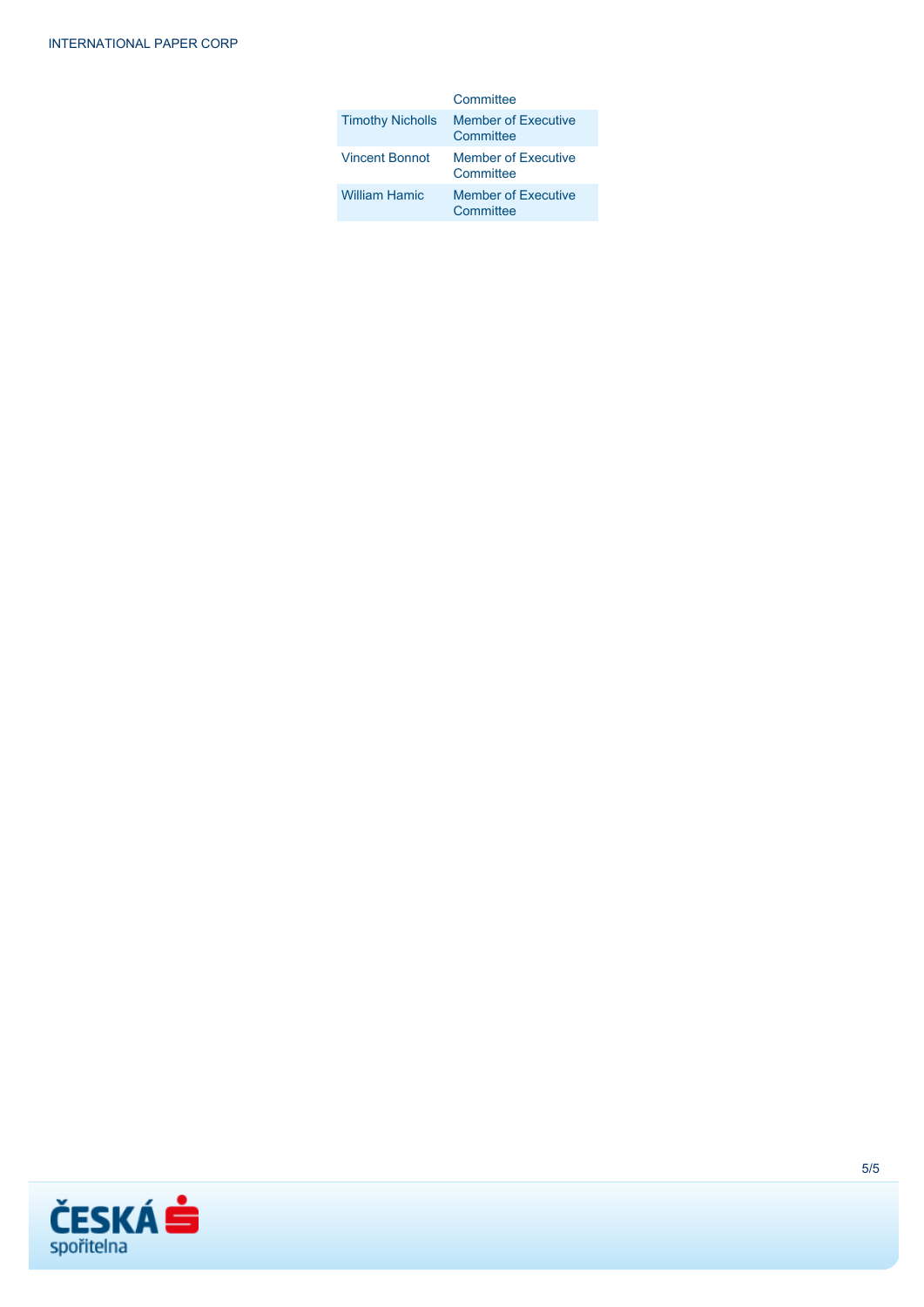| | |
|---|---|
| | Committee |
| Timothy Nicholls | Member of Executive Committee |
| Vincent Bonnot | Member of Executive Committee |
| William Hamic | Member of Executive Committee |